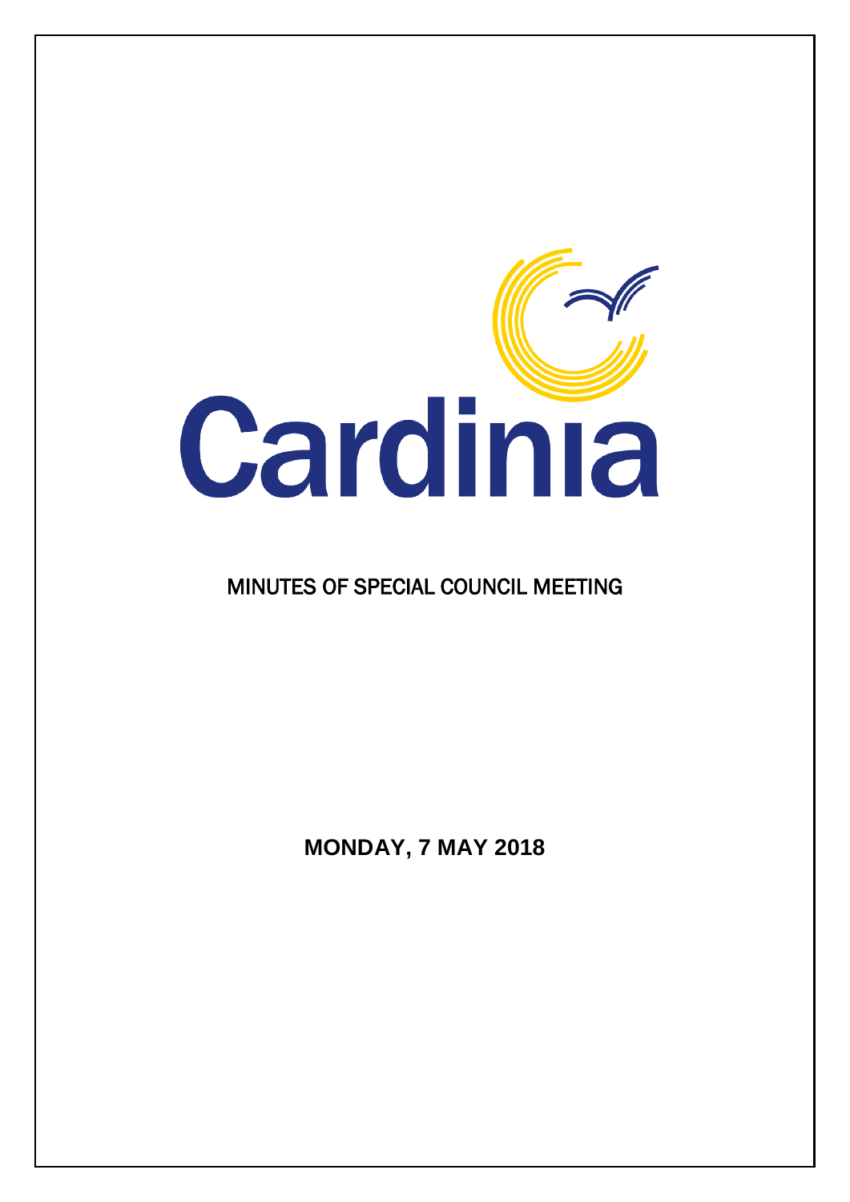Cardinia

# MINUTES OF SPECIAL COUNCIL MEETING

**MONDAY, 7 MAY 2018**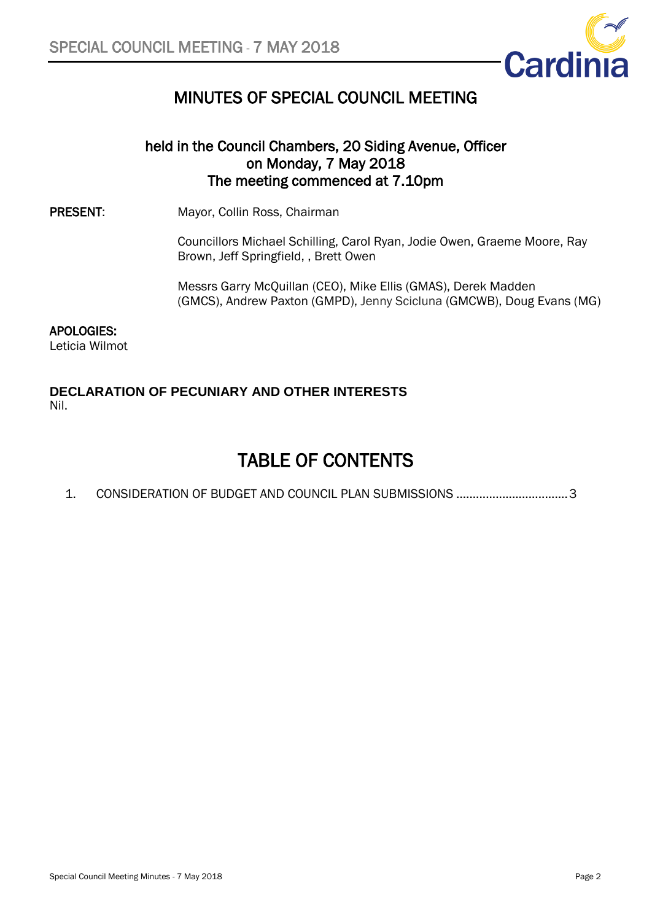# MINUTES OF SPECIAL COUNCIL MEETING

**held in the Council Chambers, 20 Siding Avenue, Officer**
**on Monday, 7 May 2018**
**The meeting commenced at 7.10pm**

**PRESENT:** Mayor, Collin Ross, Chairman

Councillors Michael Schilling, Carol Ryan, Jodie Owen, Graeme Moore, Ray Brown, Jeff Springfield, , Brett Owen

Messrs Garry McQuillan (CEO), Mike Ellis (GMAS), Derek Madden (GMCS), Andrew Paxton (GMPD), Jenny Scicluna (GMCWB), Doug Evans (MG)

**APOLOGIES:**
Leticia Wilmot

**DECLARATION OF PECUNIARY AND OTHER INTERESTS**
Nil.

# TABLE OF CONTENTS

1. CONSIDERATION OF BUDGET AND COUNCIL PLAN SUBMISSIONS .................................. 3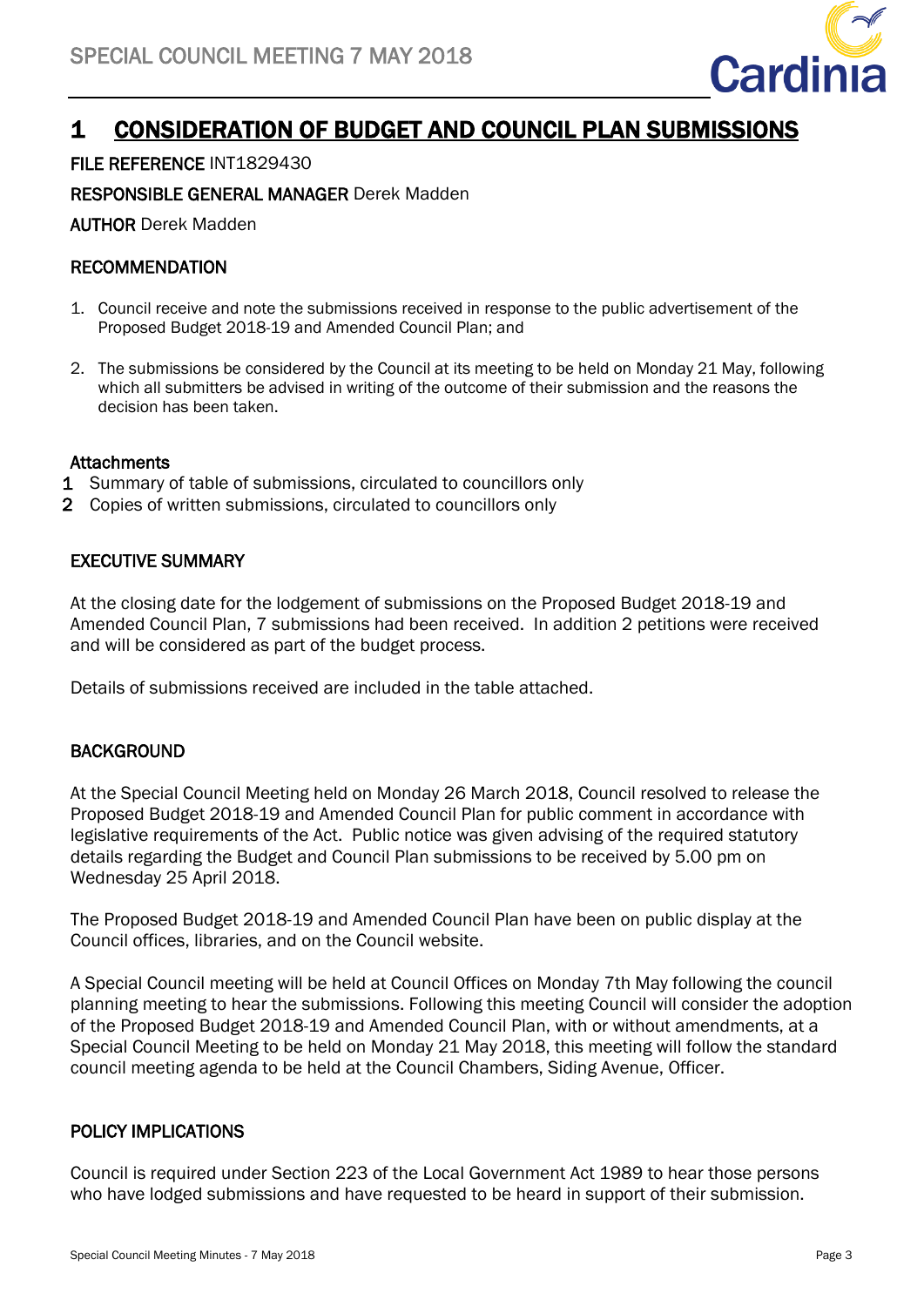# 1 CONSIDERATION OF BUDGET AND COUNCIL PLAN SUBMISSIONS

**FILE REFERENCE** INT1829430

**RESPONSIBLE GENERAL MANAGER** Derek Madden

**AUTHOR** Derek Madden

## RECOMMENDATION

1. Council receive and note the submissions received in response to the public advertisement of the Proposed Budget 2018-19 and Amended Council Plan; and

2. The submissions be considered by the Council at its meeting to be held on Monday 21 May, following which all submitters be advised in writing of the outcome of their submission and the reasons the decision has been taken.

### Attachments

1. Summary of table of submissions, circulated to councillors only
2. Copies of written submissions, circulated to councillors only

## EXECUTIVE SUMMARY

At the closing date for the lodgement of submissions on the Proposed Budget 2018-19 and Amended Council Plan, 7 submissions had been received. In addition 2 petitions were received and will be considered as part of the budget process.

Details of submissions received are included in the table attached.

## BACKGROUND

At the Special Council Meeting held on Monday 26 March 2018, Council resolved to release the Proposed Budget 2018-19 and Amended Council Plan for public comment in accordance with legislative requirements of the Act. Public notice was given advising of the required statutory details regarding the Budget and Council Plan submissions to be received by 5.00 pm on Wednesday 25 April 2018.

The Proposed Budget 2018-19 and Amended Council Plan have been on public display at the Council offices, libraries, and on the Council website.

A Special Council meeting will be held at Council Offices on Monday 7th May following the council planning meeting to hear the submissions. Following this meeting Council will consider the adoption of the Proposed Budget 2018-19 and Amended Council Plan, with or without amendments, at a Special Council Meeting to be held on Monday 21 May 2018, this meeting will follow the standard council meeting agenda to be held at the Council Chambers, Siding Avenue, Officer.

## POLICY IMPLICATIONS

Council is required under Section 223 of the Local Government Act 1989 to hear those persons who have lodged submissions and have requested to be heard in support of their submission.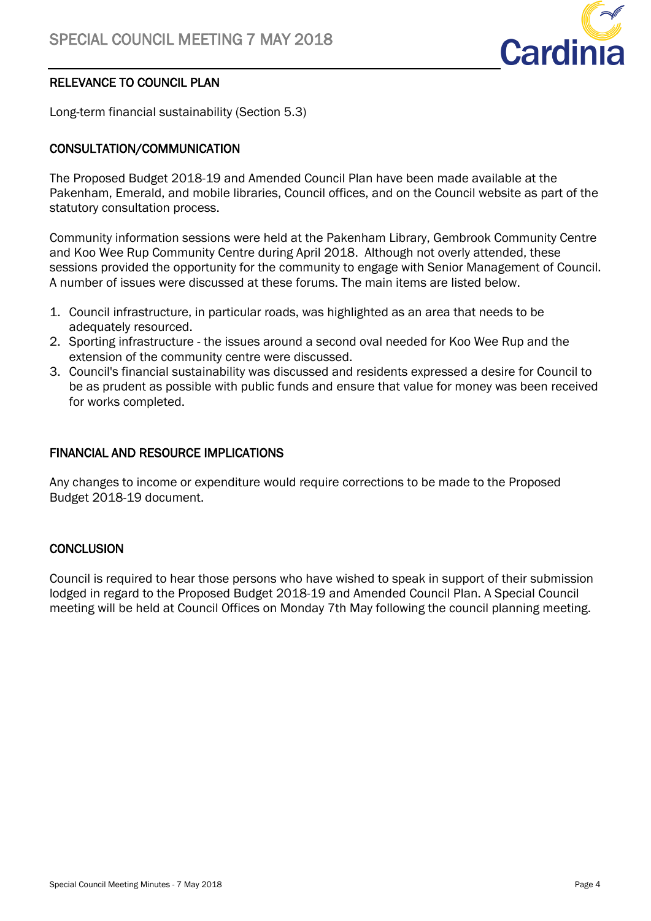## RELEVANCE TO COUNCIL PLAN

Long-term financial sustainability (Section 5.3)

## CONSULTATION/COMMUNICATION

The Proposed Budget 2018-19 and Amended Council Plan have been made available at the Pakenham, Emerald, and mobile libraries, Council offices, and on the Council website as part of the statutory consultation process.

Community information sessions were held at the Pakenham Library, Gembrook Community Centre and Koo Wee Rup Community Centre during April 2018. Although not overly attended, these sessions provided the opportunity for the community to engage with Senior Management of Council. A number of issues were discussed at these forums. The main items are listed below.

1. Council infrastructure, in particular roads, was highlighted as an area that needs to be adequately resourced.
2. Sporting infrastructure - the issues around a second oval needed for Koo Wee Rup and the extension of the community centre were discussed.
3. Council's financial sustainability was discussed and residents expressed a desire for Council to be as prudent as possible with public funds and ensure that value for money was been received for works completed.

## FINANCIAL AND RESOURCE IMPLICATIONS

Any changes to income or expenditure would require corrections to be made to the Proposed Budget 2018-19 document.

## CONCLUSION

Council is required to hear those persons who have wished to speak in support of their submission lodged in regard to the Proposed Budget 2018-19 and Amended Council Plan. A Special Council meeting will be held at Council Offices on Monday 7th May following the council planning meeting.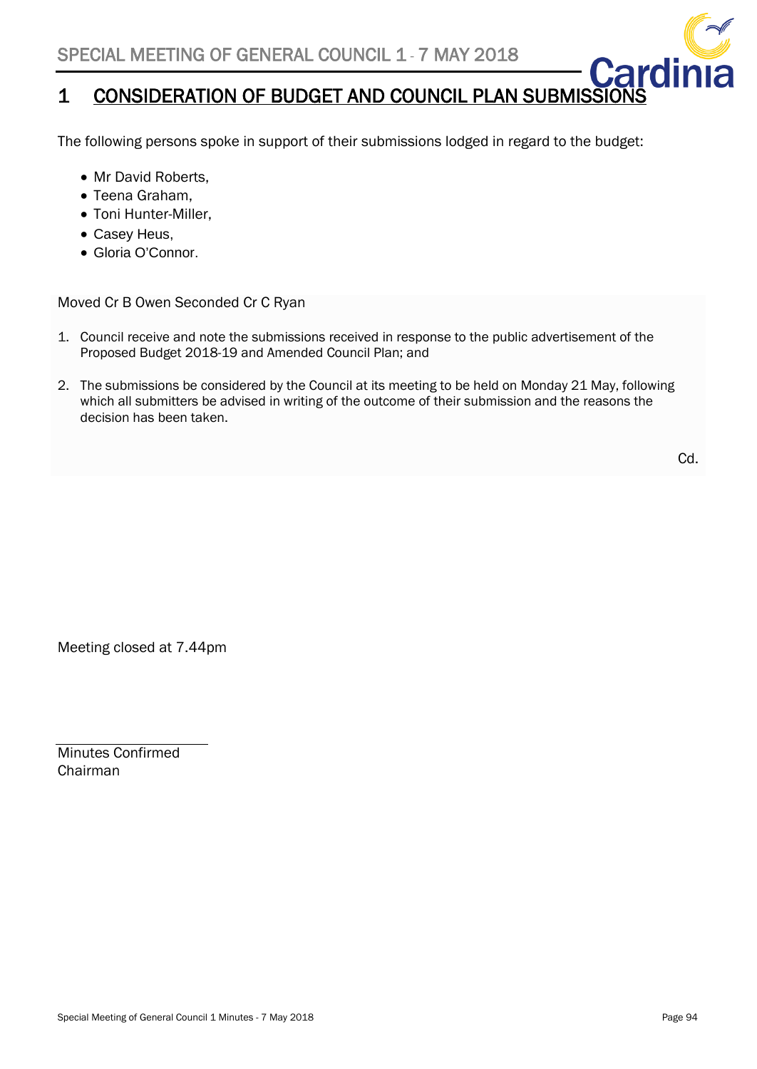# 1 CONSIDERATION OF BUDGET AND COUNCIL PLAN SUBMISSIONS

The following persons spoke in support of their submissions lodged in regard to the budget:

- Mr David Roberts,
- Teena Graham,
- Toni Hunter-Miller,
- Casey Heus,
- Gloria O'Connor.

Moved Cr B Owen Seconded Cr C Ryan

1. Council receive and note the submissions received in response to the public advertisement of the Proposed Budget 2018-19 and Amended Council Plan; and
2. The submissions be considered by the Council at its meeting to be held on Monday 21 May, following which all submitters be advised in writing of the outcome of their submission and the reasons the decision has been taken.

Cd.

Meeting closed at 7.44pm

Minutes Confirmed
Chairman